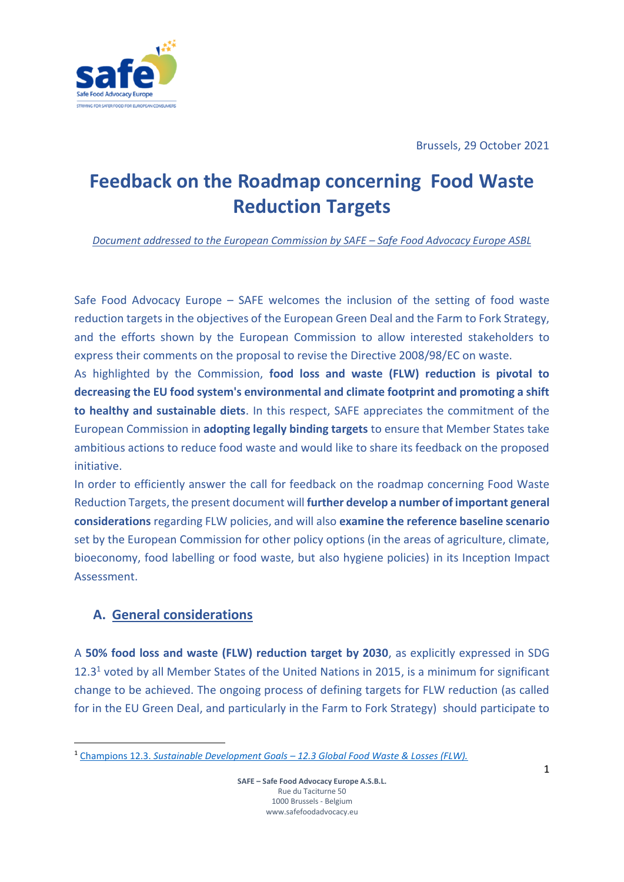Brussels, 29 October 2021

# Feedback on the Roadmap concerning Food Waste Reduction Targets

*Document addressed to the European Commission by SAFE – Safe Food Advocacy Europe ASBL*

Safe Food Advocacy Europe – SAFE welcomes the inclusion of the setting of food waste reduction targets in the objectives of the European Green Deal and the Farm to Fork Strategy, and the efforts shown by the European Commission to allow interested stakeholders to express their comments on the proposal to revise the Directive 2008/98/EC on waste.

As highlighted by the Commission, **food loss and waste (FLW) reduction is pivotal to decreasing the EU food system's environmental and climate footprint and promoting a shift to healthy and sustainable diets**. In this respect, SAFE appreciates the commitment of the European Commission in **adopting legally binding targets** to ensure that Member States take ambitious actions to reduce food waste and would like to share its feedback on the proposed initiative.

In order to efficiently answer the call for feedback on the roadmap concerning Food Waste Reduction Targets, the present document will **further develop a number of important general considerations** regarding FLW policies, and will also **examine the reference baseline scenario** set by the European Commission for other policy options (in the areas of agriculture, climate, bioeconomy, food labelling or food waste, but also hygiene policies) in its Inception Impact Assessment.

## A. General considerations

A **50% food loss and waste (FLW) reduction target by 2030**, as explicitly expressed in SDG 12.3[1] voted by all Member States of the United Nations in 2015, is a minimum for significant change to be achieved. The ongoing process of defining targets for FLW reduction (as called for in the EU Green Deal, and particularly in the Farm to Fork Strategy) should participate to

[1] Champions 12.3. *Sustainable Development Goals – 12.3 Global Food Waste & Losses (FLW).*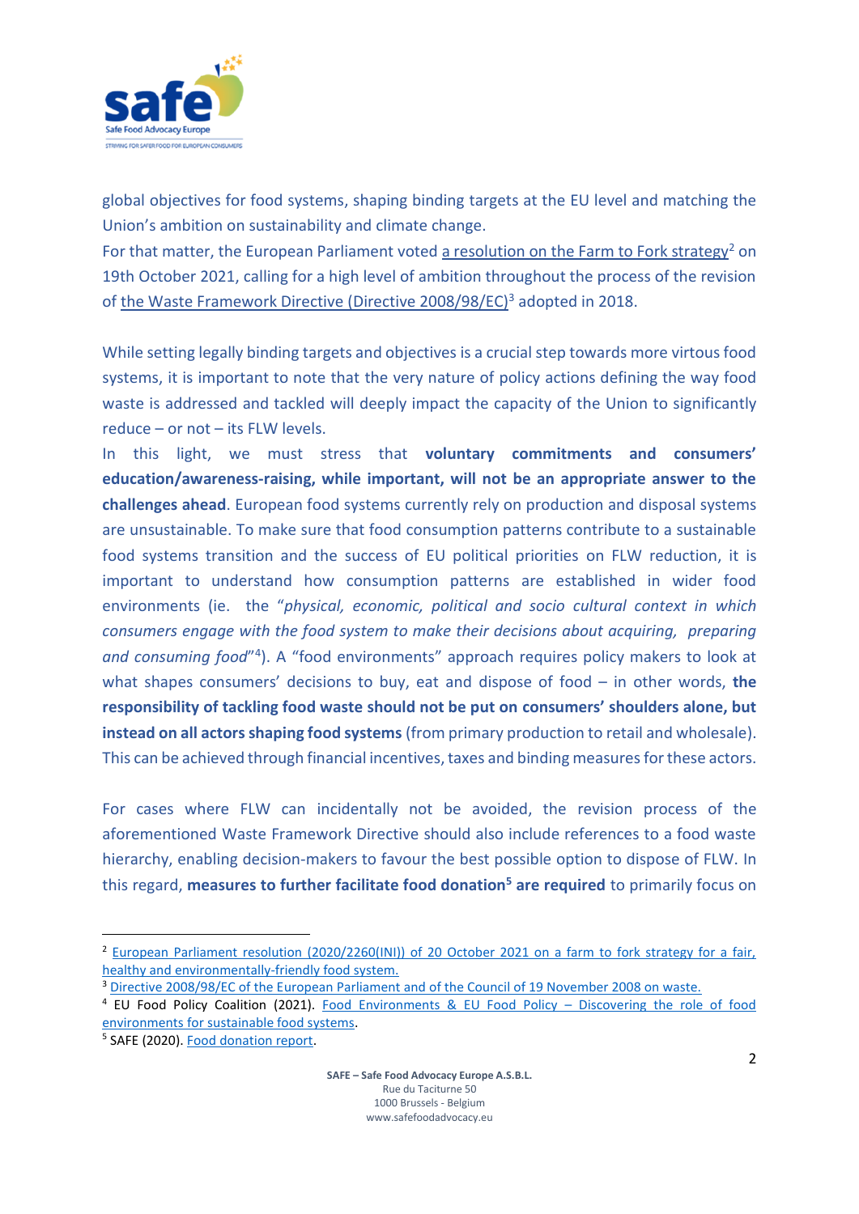global objectives for food systems, shaping binding targets at the EU level and matching the Union's ambition on sustainability and climate change.
For that matter, the European Parliament voted a resolution on the Farm to Fork strategy[2] on 19th October 2021, calling for a high level of ambition throughout the process of the revision of the Waste Framework Directive (Directive 2008/98/EC)[3] adopted in 2018.

While setting legally binding targets and objectives is a crucial step towards more virtous food systems, it is important to note that the very nature of policy actions defining the way food waste is addressed and tackled will deeply impact the capacity of the Union to significantly reduce – or not – its FLW levels.
In this light, we must stress that **voluntary commitments and consumers' education/awareness-raising, while important, will not be an appropriate answer to the challenges ahead**. European food systems currently rely on production and disposal systems are unsustainable. To make sure that food consumption patterns contribute to a sustainable food systems transition and the success of EU political priorities on FLW reduction, it is important to understand how consumption patterns are established in wider food environments (ie. the "*physical, economic, political and socio cultural context in which consumers engage with the food system to make their decisions about acquiring, preparing and consuming food*"[4]). A "food environments" approach requires policy makers to look at what shapes consumers' decisions to buy, eat and dispose of food – in other words, **the responsibility of tackling food waste should not be put on consumers' shoulders alone, but instead on all actors shaping food systems** (from primary production to retail and wholesale). This can be achieved through financial incentives, taxes and binding measures for these actors.

For cases where FLW can incidentally not be avoided, the revision process of the aforementioned Waste Framework Directive should also include references to a food waste hierarchy, enabling decision-makers to favour the best possible option to dispose of FLW. In this regard, **measures to further facilitate food donation[5] are required** to primarily focus on

---

[2] European Parliament resolution (2020/2260(INI)) of 20 October 2021 on a farm to fork strategy for a fair, healthy and environmentally-friendly food system.
[3] Directive 2008/98/EC of the European Parliament and of the Council of 19 November 2008 on waste.
[4] EU Food Policy Coalition (2021). Food Environments & EU Food Policy – Discovering the role of food environments for sustainable food systems.
[5] SAFE (2020). Food donation report.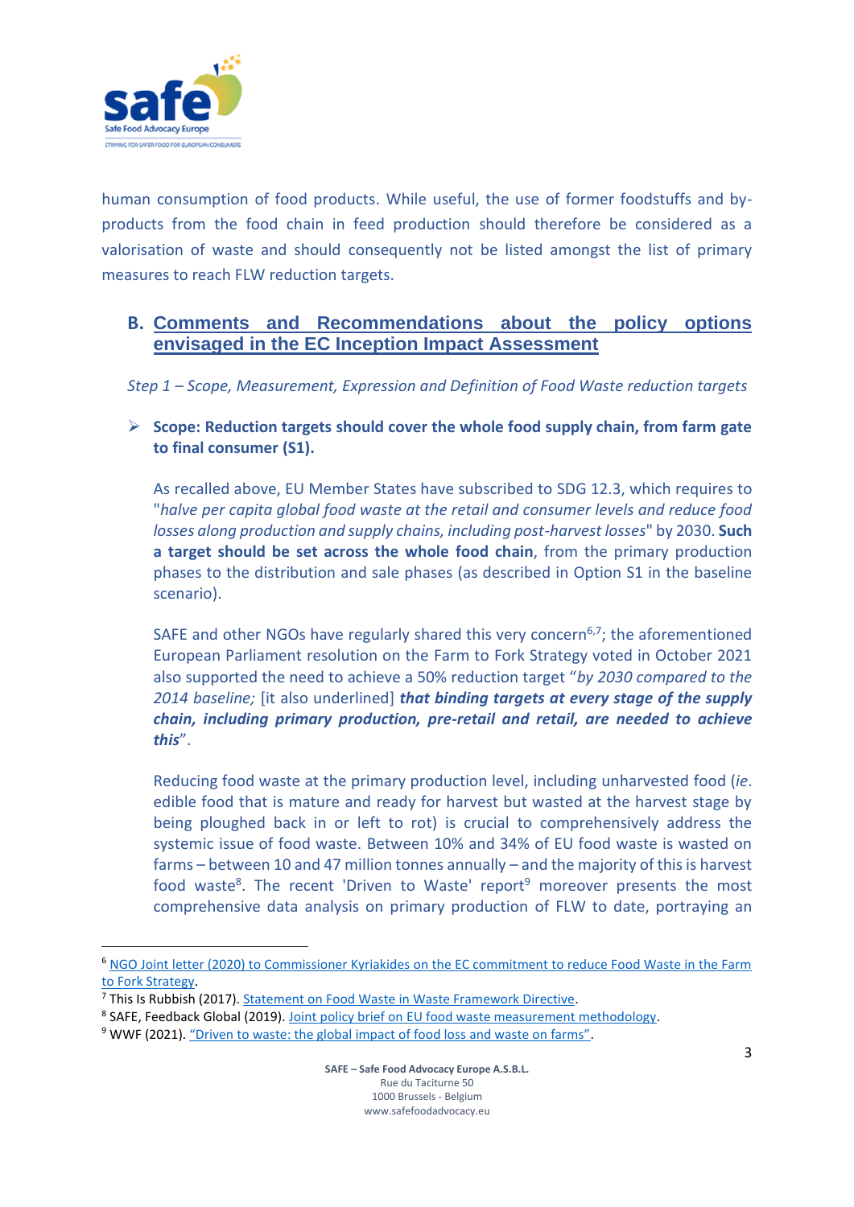human consumption of food products. While useful, the use of former foodstuffs and by-products from the food chain in feed production should therefore be considered as a valorisation of waste and should consequently not be listed amongst the list of primary measures to reach FLW reduction targets.

## B. Comments and Recommendations about the policy options envisaged in the EC Inception Impact Assessment

*Step 1 – Scope, Measurement, Expression and Definition of Food Waste reduction targets*

- **Scope: Reduction targets should cover the whole food supply chain, from farm gate to final consumer (S1).**

  As recalled above, EU Member States have subscribed to SDG 12.3, which requires to "*halve per capita global food waste at the retail and consumer levels and reduce food losses along production and supply chains, including post-harvest losses*" by 2030. **Such a target should be set across the whole food chain**, from the primary production phases to the distribution and sale phases (as described in Option S1 in the baseline scenario).

  SAFE and other NGOs have regularly shared this very concern[6,7]; the aforementioned European Parliament resolution on the Farm to Fork Strategy voted in October 2021 also supported the need to achieve a 50% reduction target "*by 2030 compared to the 2014 baseline;* [it also underlined] ***that binding targets at every stage of the supply chain, including primary production, pre-retail and retail, are needed to achieve this***".

  Reducing food waste at the primary production level, including unharvested food (*ie*. edible food that is mature and ready for harvest but wasted at the harvest stage by being ploughed back in or left to rot) is crucial to comprehensively address the systemic issue of food waste. Between 10% and 34% of EU food waste is wasted on farms – between 10 and 47 million tonnes annually – and the majority of this is harvest food waste[8]. The recent 'Driven to Waste' report[9] moreover presents the most comprehensive data analysis on primary production of FLW to date, portraying an

---

[6] NGO Joint letter (2020) to Commissioner Kyriakides on the EC commitment to reduce Food Waste in the Farm to Fork Strategy.

[7] This Is Rubbish (2017). Statement on Food Waste in Waste Framework Directive.

[8] SAFE, Feedback Global (2019). Joint policy brief on EU food waste measurement methodology.

[9] WWF (2021). "Driven to waste: the global impact of food loss and waste on farms".

SAFE – Safe Food Advocacy Europe A.S.B.L.
Rue du Taciturne 50
1000 Brussels - Belgium
www.safefoodadvocacy.eu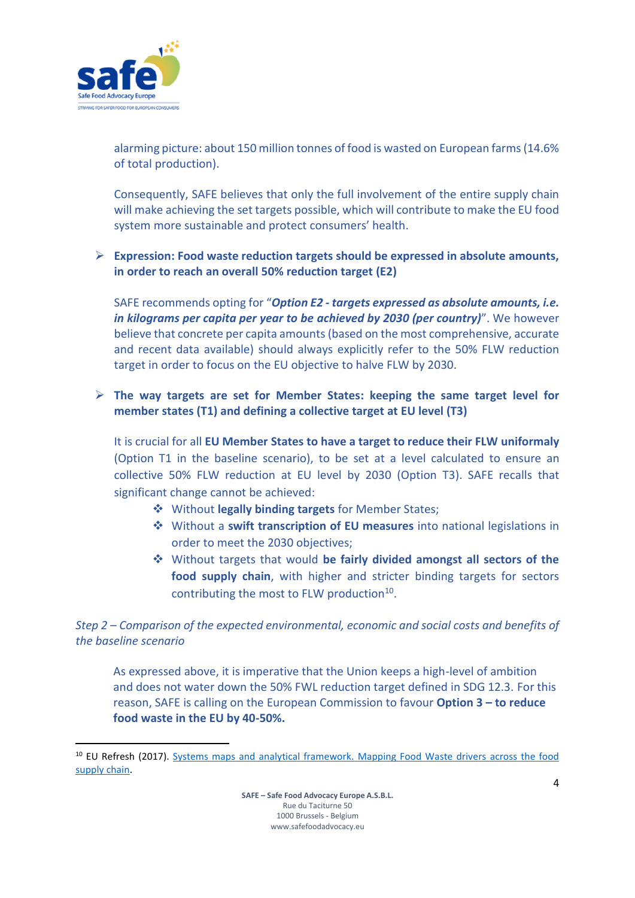alarming picture: about 150 million tonnes of food is wasted on European farms (14.6% of total production).

Consequently, SAFE believes that only the full involvement of the entire supply chain will make achieving the set targets possible, which will contribute to make the EU food system more sustainable and protect consumers' health.

- **Expression: Food waste reduction targets should be expressed in absolute amounts, in order to reach an overall 50% reduction target (E2)**

  SAFE recommends opting for "***Option E2 - targets expressed as absolute amounts, i.e. in kilograms per capita per year to be achieved by 2030 (per country)***". We however believe that concrete per capita amounts (based on the most comprehensive, accurate and recent data available) should always explicitly refer to the 50% FLW reduction target in order to focus on the EU objective to halve FLW by 2030.

- **The way targets are set for Member States: keeping the same target level for member states (T1) and defining a collective target at EU level (T3)**

  It is crucial for all **EU Member States to have a target to reduce their FLW uniformaly** (Option T1 in the baseline scenario), to be set at a level calculated to ensure an collective 50% FLW reduction at EU level by 2030 (Option T3). SAFE recalls that significant change cannot be achieved:

  - Without **legally binding targets** for Member States;
  - Without a **swift transcription of EU measures** into national legislations in order to meet the 2030 objectives;
  - Without targets that would **be fairly divided amongst all sectors of the food supply chain**, with higher and stricter binding targets for sectors contributing the most to FLW production[10].

*Step 2 – Comparison of the expected environmental, economic and social costs and benefits of the baseline scenario*

As expressed above, it is imperative that the Union keeps a high-level of ambition and does not water down the 50% FWL reduction target defined in SDG 12.3. For this reason, SAFE is calling on the European Commission to favour **Option 3 – to reduce food waste in the EU by 40-50%.**

---

[10] EU Refresh (2017). Systems maps and analytical framework. Mapping Food Waste drivers across the food supply chain.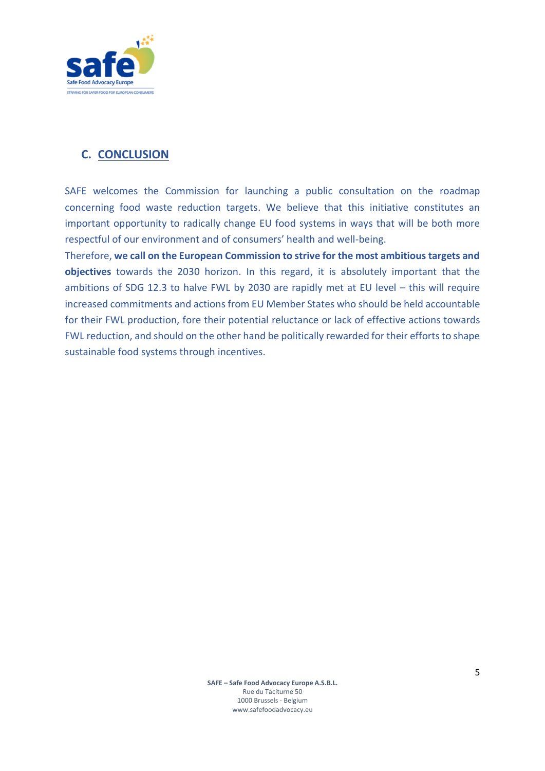## C. CONCLUSION

SAFE welcomes the Commission for launching a public consultation on the roadmap concerning food waste reduction targets. We believe that this initiative constitutes an important opportunity to radically change EU food systems in ways that will be both more respectful of our environment and of consumers' health and well-being.

Therefore, **we call on the European Commission to strive for the most ambitious targets and objectives** towards the 2030 horizon. In this regard, it is absolutely important that the ambitions of SDG 12.3 to halve FWL by 2030 are rapidly met at EU level – this will require increased commitments and actions from EU Member States who should be held accountable for their FWL production, fore their potential reluctance or lack of effective actions towards FWL reduction, and should on the other hand be politically rewarded for their efforts to shape sustainable food systems through incentives.

**SAFE – Safe Food Advocacy Europe A.S.B.L.**
Rue du Taciturne 50
1000 Brussels - Belgium
www.safefoodadvocacy.eu